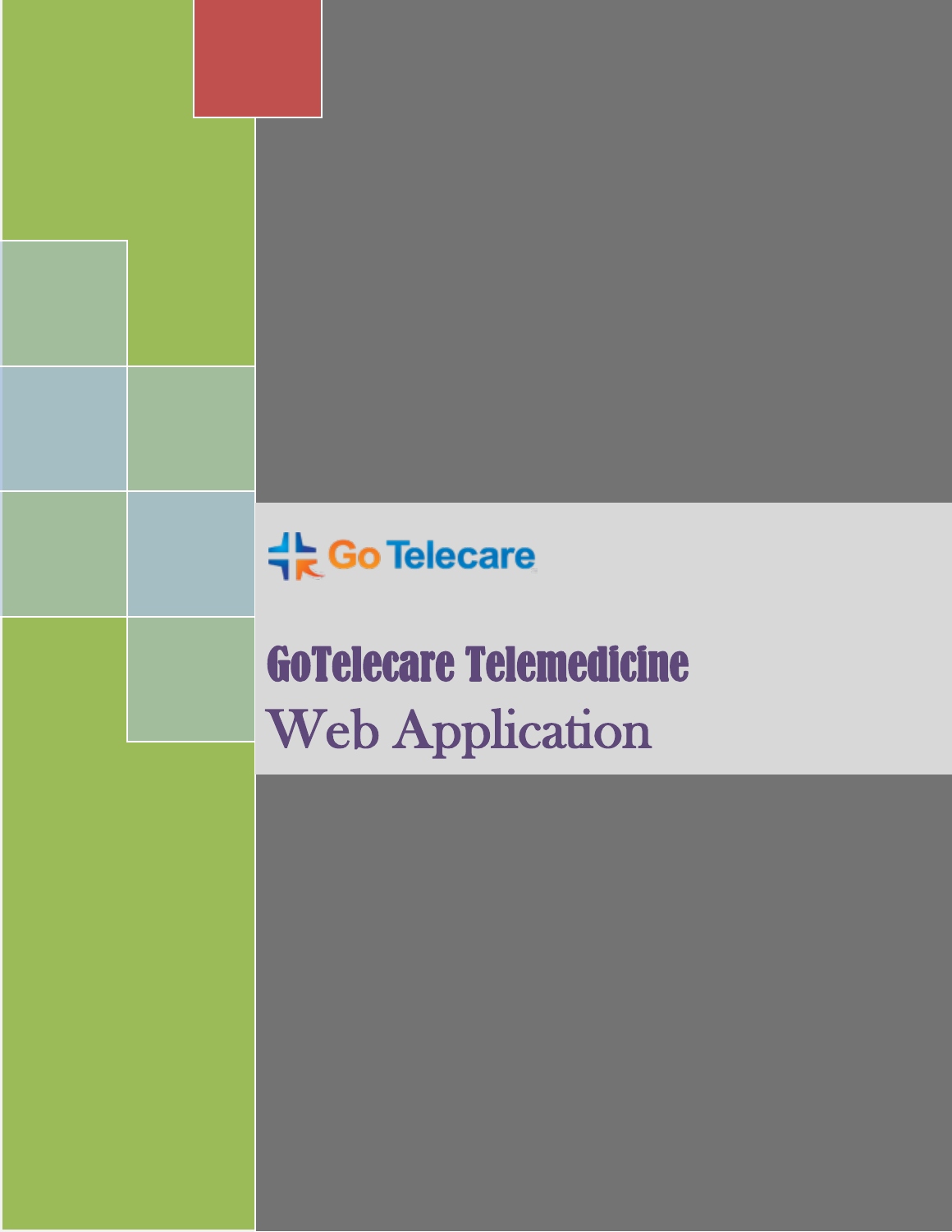Go Telecare

# GoTelecare Telemedicine

## Web Application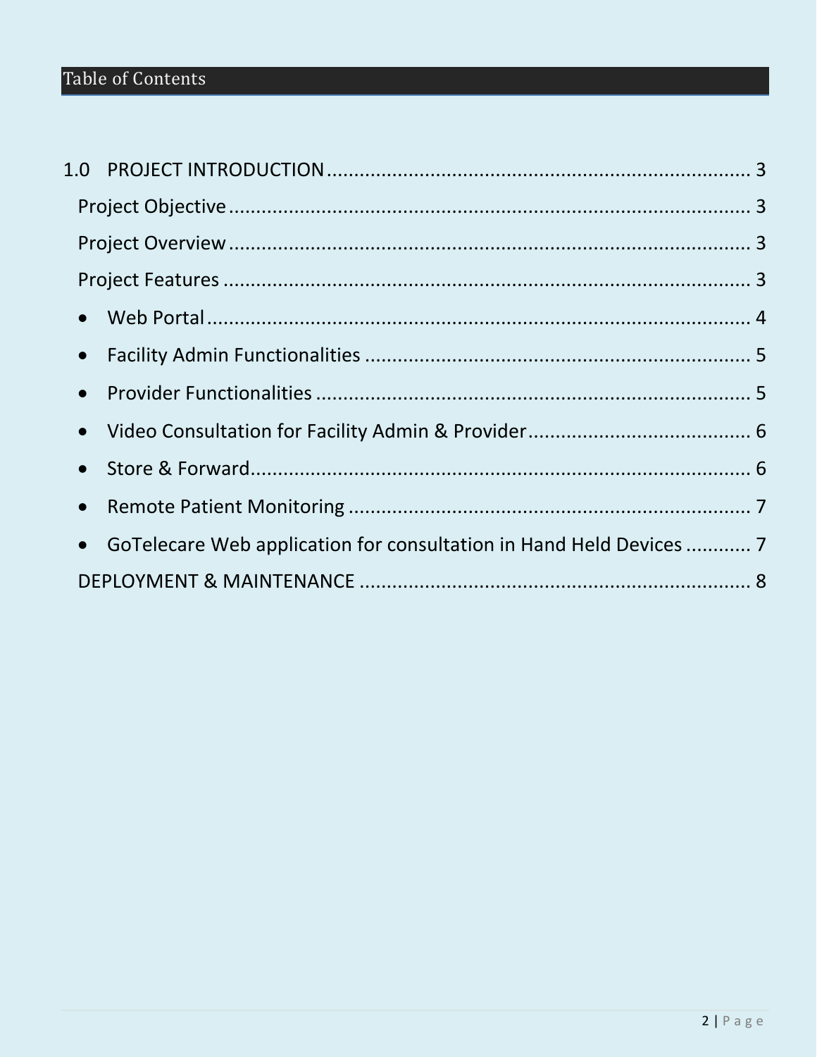# Table of Contents

1.0 PROJECT INTRODUCTION ........................................................................ 3

Project Objective ........................................................................................ 3

Project Overview ........................................................................................ 3

Project Features ......................................................................................... 3

- Web Portal ............................................................................................. 4
- Facility Admin Functionalities ................................................................ 5
- Provider Functionalities ......................................................................... 5
- Video Consultation for Facility Admin & Provider .................................. 6
- Store & Forward ..................................................................................... 6
- Remote Patient Monitoring .................................................................... 7
- GoTelecare Web application for consultation in Hand Held Devices ........... 7

DEPLOYMENT & MAINTENANCE ................................................................ 8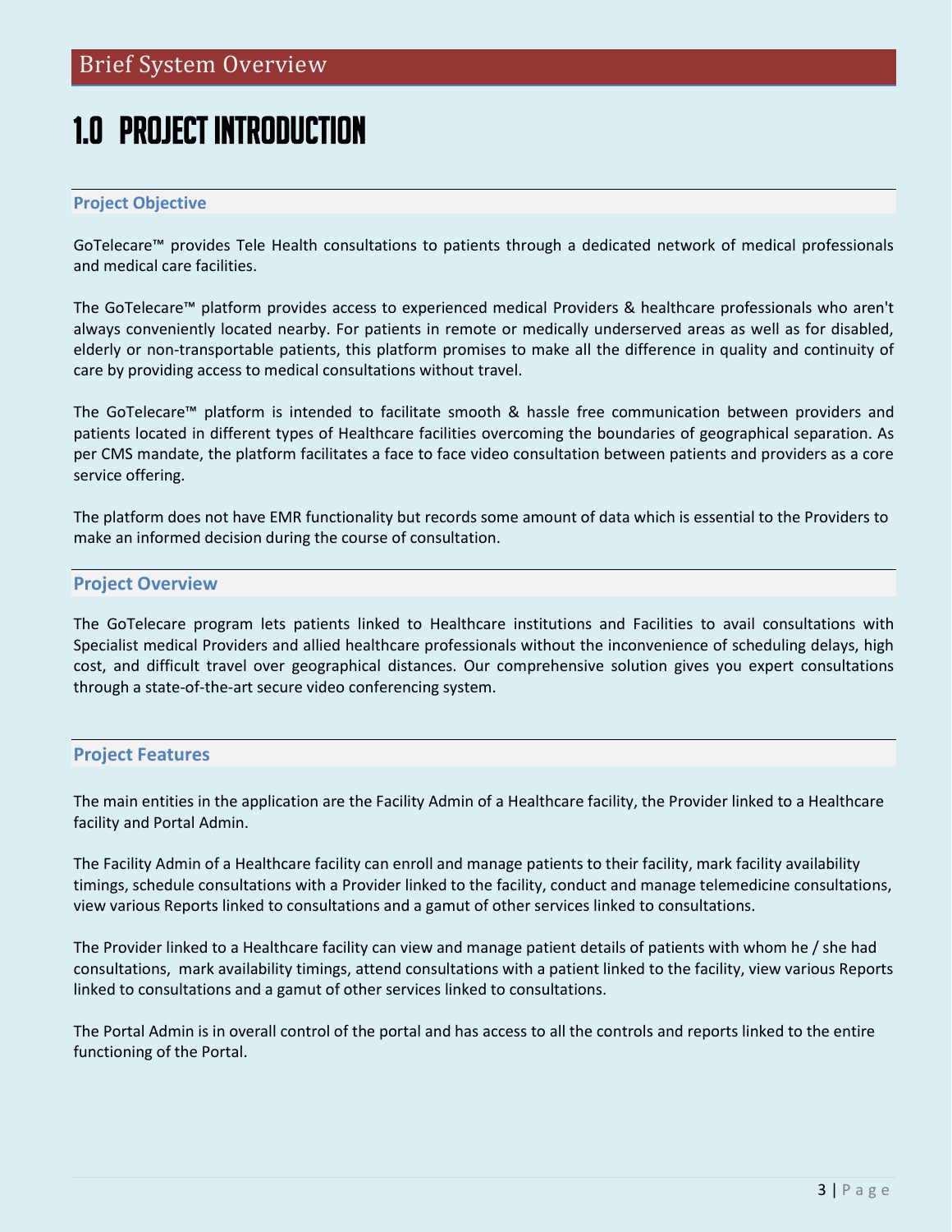# Brief System Overview

## 1.0 PROJECT INTRODUCTION

### Project Objective

GoTelecare™ provides Tele Health consultations to patients through a dedicated network of medical professionals and medical care facilities.

The GoTelecare™ platform provides access to experienced medical Providers & healthcare professionals who aren't always conveniently located nearby. For patients in remote or medically underserved areas as well as for disabled, elderly or non-transportable patients, this platform promises to make all the difference in quality and continuity of care by providing access to medical consultations without travel.

The GoTelecare™ platform is intended to facilitate smooth & hassle free communication between providers and patients located in different types of Healthcare facilities overcoming the boundaries of geographical separation. As per CMS mandate, the platform facilitates a face to face video consultation between patients and providers as a core service offering.

The platform does not have EMR functionality but records some amount of data which is essential to the Providers to make an informed decision during the course of consultation.

### Project Overview

The GoTelecare program lets patients linked to Healthcare institutions and Facilities to avail consultations with Specialist medical Providers and allied healthcare professionals without the inconvenience of scheduling delays, high cost, and difficult travel over geographical distances. Our comprehensive solution gives you expert consultations through a state-of-the-art secure video conferencing system.

### Project Features

The main entities in the application are the Facility Admin of a Healthcare facility, the Provider linked to a Healthcare facility and Portal Admin.

The Facility Admin of a Healthcare facility can enroll and manage patients to their facility, mark facility availability timings, schedule consultations with a Provider linked to the facility, conduct and manage telemedicine consultations, view various Reports linked to consultations and a gamut of other services linked to consultations.

The Provider linked to a Healthcare facility can view and manage patient details of patients with whom he / she had consultations, mark availability timings, attend consultations with a patient linked to the facility, view various Reports linked to consultations and a gamut of other services linked to consultations.

The Portal Admin is in overall control of the portal and has access to all the controls and reports linked to the entire functioning of the Portal.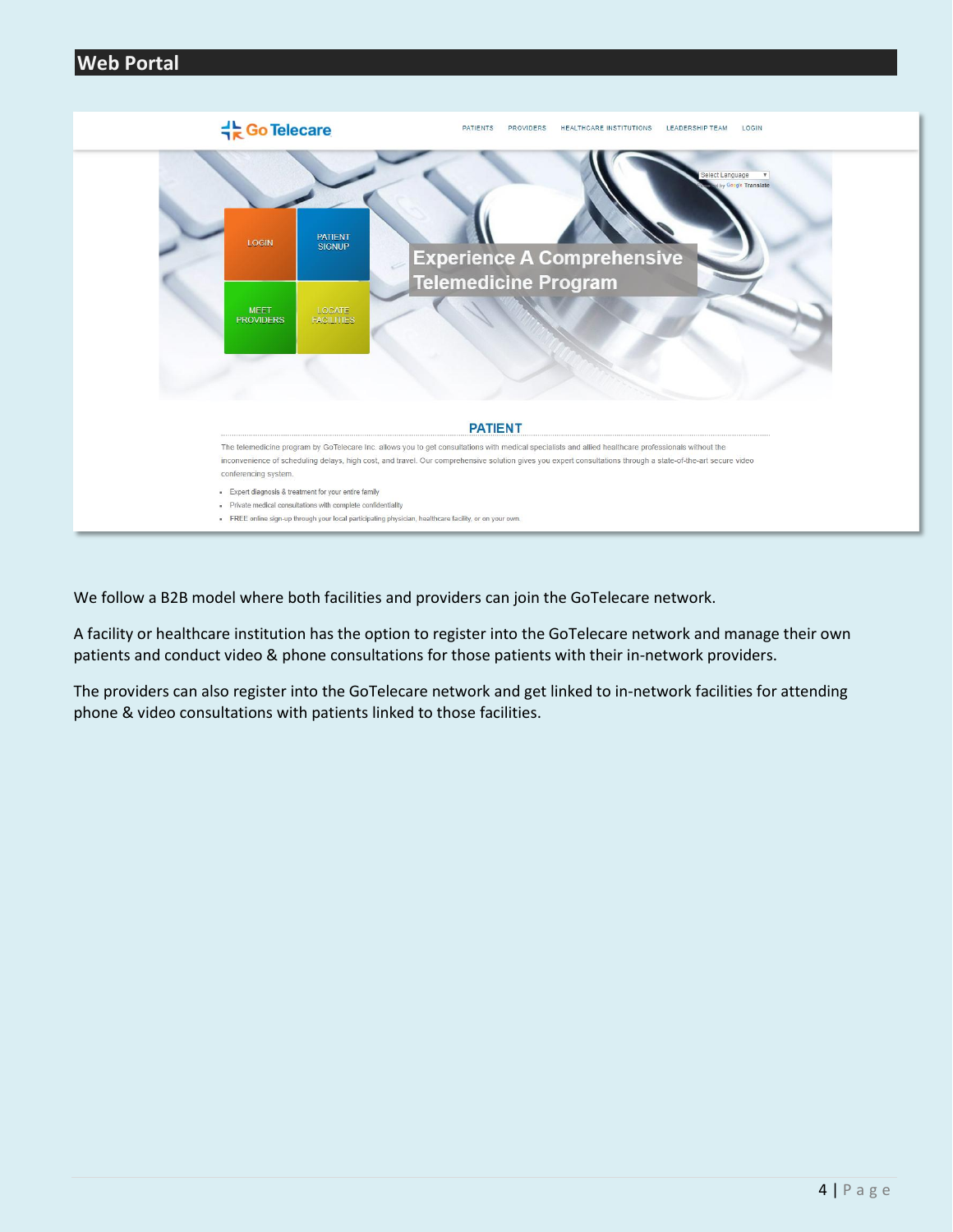## Web Portal

We follow a B2B model where both facilities and providers can join the GoTelecare network.

A facility or healthcare institution has the option to register into the GoTelecare network and manage their own patients and conduct video & phone consultations for those patients with their in-network providers.

The providers can also register into the GoTelecare network and get linked to in-network facilities for attending phone & video consultations with patients linked to those facilities.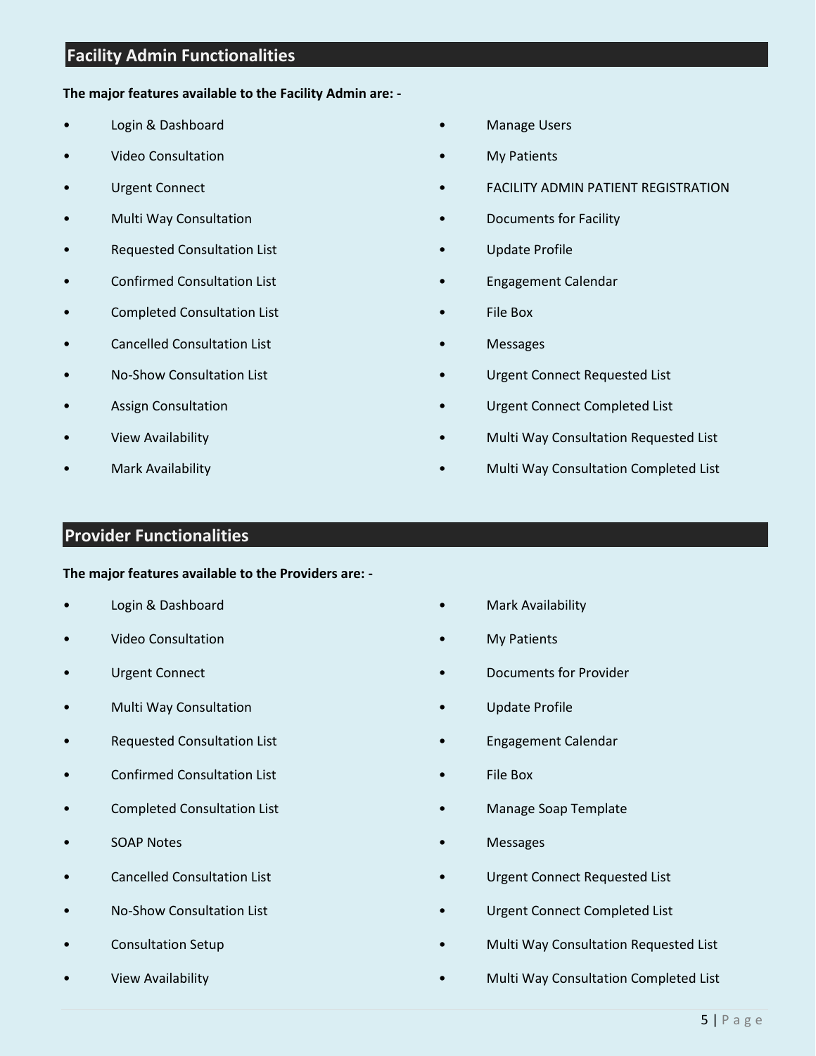## Facility Admin Functionalities

**The major features available to the Facility Admin are: -**

- Login & Dashboard
- Video Consultation
- Urgent Connect
- Multi Way Consultation
- Requested Consultation List
- Confirmed Consultation List
- Completed Consultation List
- Cancelled Consultation List
- No-Show Consultation List
- Assign Consultation
- View Availability
- Mark Availability
- Manage Users
- My Patients
- FACILITY ADMIN PATIENT REGISTRATION
- Documents for Facility
- Update Profile
- Engagement Calendar
- File Box
- Messages
- Urgent Connect Requested List
- Urgent Connect Completed List
- Multi Way Consultation Requested List
- Multi Way Consultation Completed List

## Provider Functionalities

**The major features available to the Providers are: -**

- Login & Dashboard
- Video Consultation
- Urgent Connect
- Multi Way Consultation
- Requested Consultation List
- Confirmed Consultation List
- Completed Consultation List
- SOAP Notes
- Cancelled Consultation List
- No-Show Consultation List
- Consultation Setup
- View Availability
- Mark Availability
- My Patients
- Documents for Provider
- Update Profile
- Engagement Calendar
- File Box
- Manage Soap Template
- Messages
- Urgent Connect Requested List
- Urgent Connect Completed List
- Multi Way Consultation Requested List
- Multi Way Consultation Completed List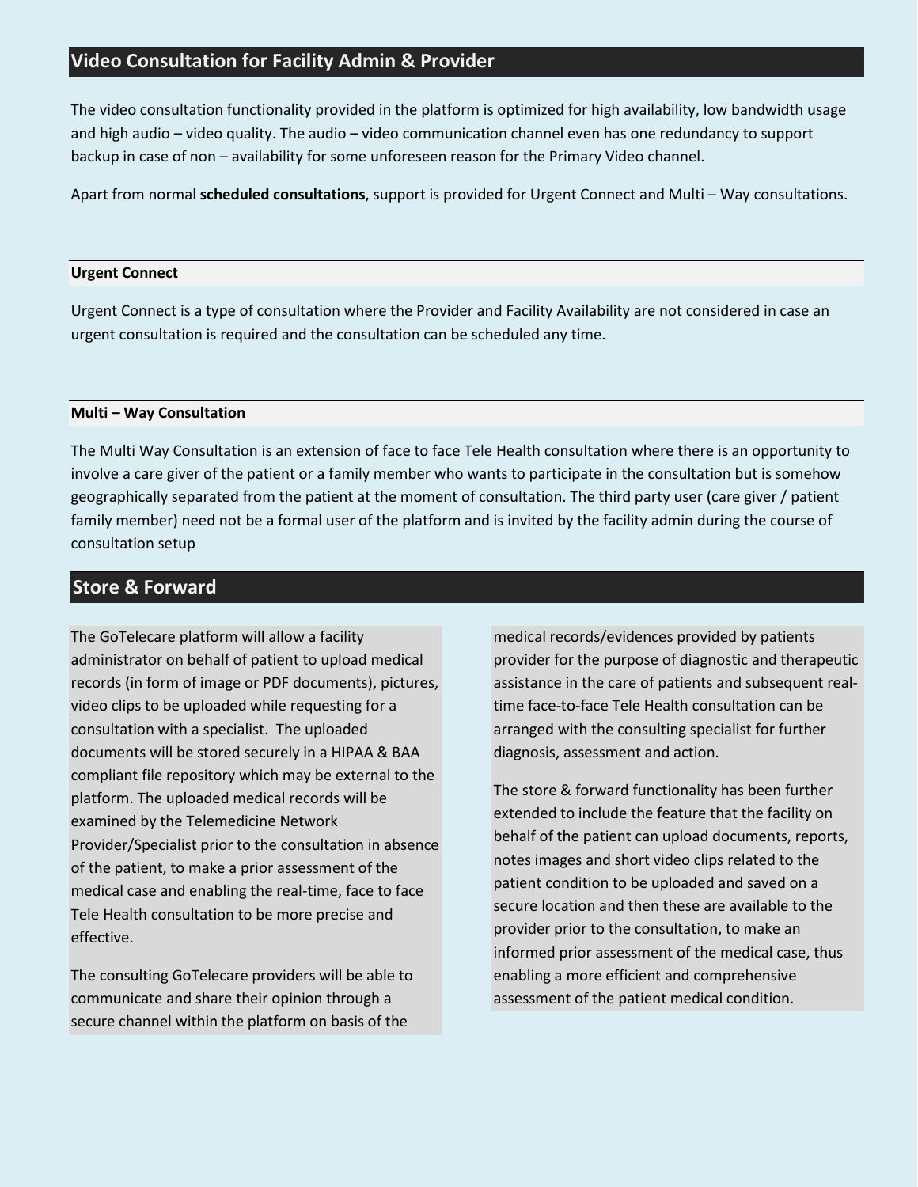## Video Consultation for Facility Admin & Provider

The video consultation functionality provided in the platform is optimized for high availability, low bandwidth usage and high audio – video quality. The audio – video communication channel even has one redundancy to support backup in case of non – availability for some unforeseen reason for the Primary Video channel.

Apart from normal **scheduled consultations**, support is provided for Urgent Connect and Multi – Way consultations.

### Urgent Connect

Urgent Connect is a type of consultation where the Provider and Facility Availability are not considered in case an urgent consultation is required and the consultation can be scheduled any time.

### Multi – Way Consultation

The Multi Way Consultation is an extension of face to face Tele Health consultation where there is an opportunity to involve a care giver of the patient or a family member who wants to participate in the consultation but is somehow geographically separated from the patient at the moment of consultation. The third party user (care giver / patient family member) need not be a formal user of the platform and is invited by the facility admin during the course of consultation setup

## Store & Forward

The GoTelecare platform will allow a facility administrator on behalf of patient to upload medical records (in form of image or PDF documents), pictures, video clips to be uploaded while requesting for a consultation with a specialist. The uploaded documents will be stored securely in a HIPAA & BAA compliant file repository which may be external to the platform. The uploaded medical records will be examined by the Telemedicine Network Provider/Specialist prior to the consultation in absence of the patient, to make a prior assessment of the medical case and enabling the real-time, face to face Tele Health consultation to be more precise and effective.

The consulting GoTelecare providers will be able to communicate and share their opinion through a secure channel within the platform on basis of the medical records/evidences provided by patients provider for the purpose of diagnostic and therapeutic assistance in the care of patients and subsequent real-time face-to-face Tele Health consultation can be arranged with the consulting specialist for further diagnosis, assessment and action.

The store & forward functionality has been further extended to include the feature that the facility on behalf of the patient can upload documents, reports, notes images and short video clips related to the patient condition to be uploaded and saved on a secure location and then these are available to the provider prior to the consultation, to make an informed prior assessment of the medical case, thus enabling a more efficient and comprehensive assessment of the patient medical condition.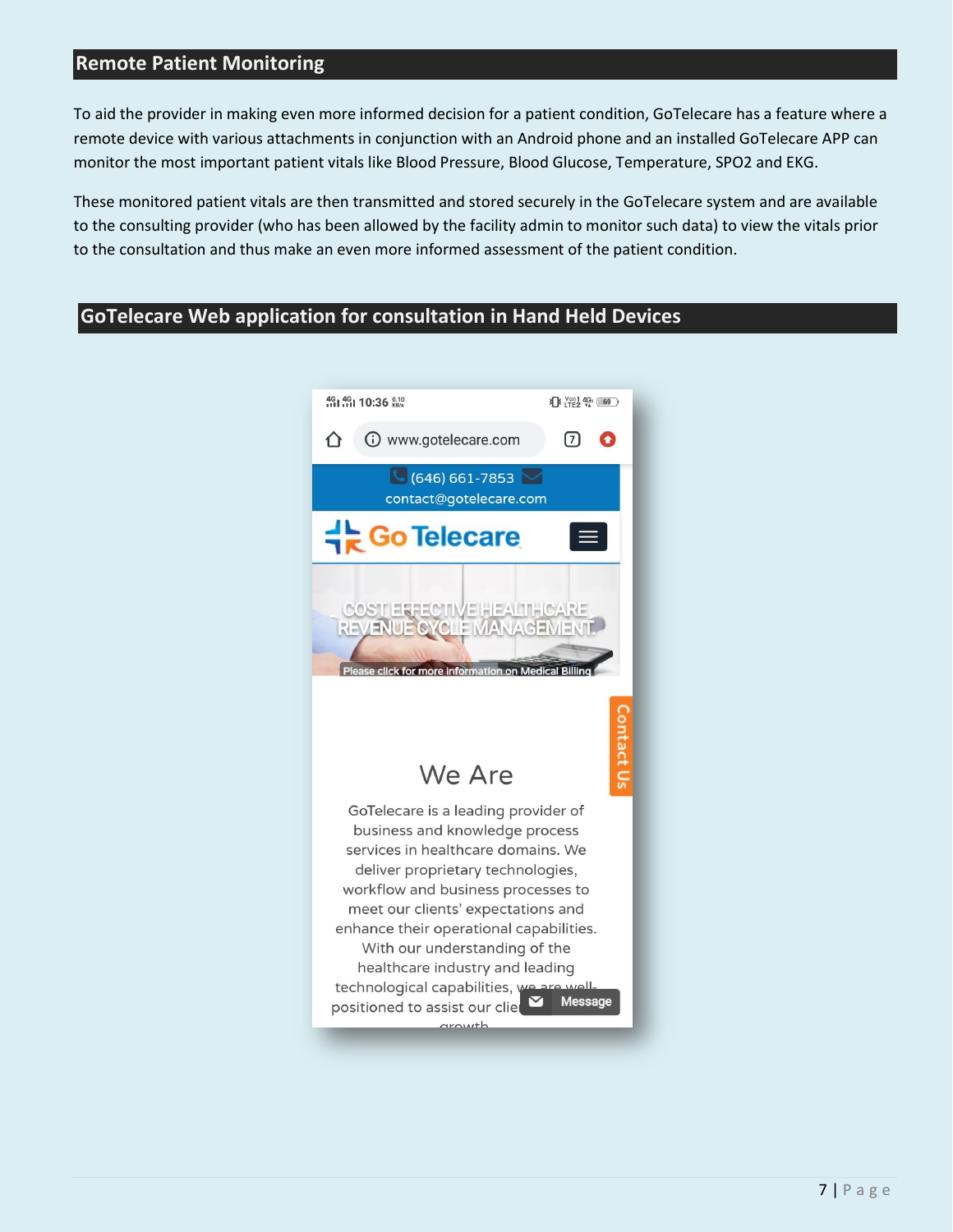## Remote Patient Monitoring

To aid the provider in making even more informed decision for a patient condition, GoTelecare has a feature where a remote device with various attachments in conjunction with an Android phone and an installed GoTelecare APP can monitor the most important patient vitals like Blood Pressure, Blood Glucose, Temperature, SPO2 and EKG.

These monitored patient vitals are then transmitted and stored securely in the GoTelecare system and are available to the consulting provider (who has been allowed by the facility admin to monitor such data) to view the vitals prior to the consultation and thus make an even more informed assessment of the patient condition.

## GoTelecare Web application for consultation in Hand Held Devices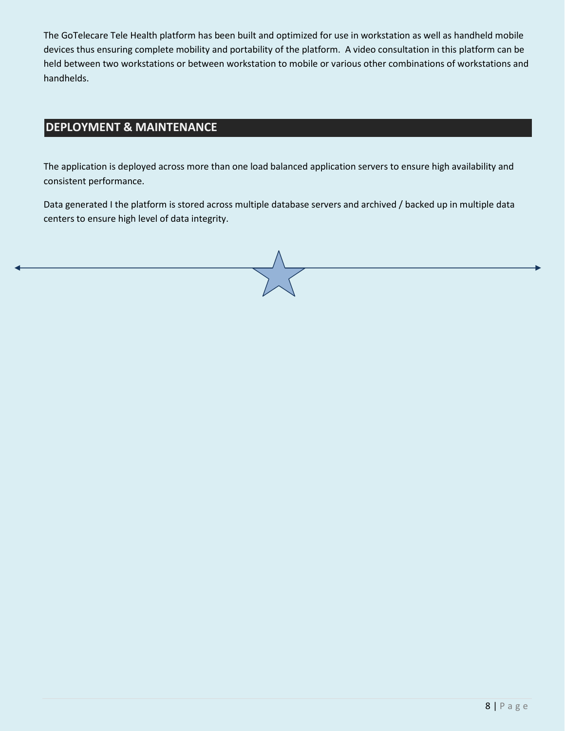The GoTelecare Tele Health platform has been built and optimized for use in workstation as well as handheld mobile devices thus ensuring complete mobility and portability of the platform. A video consultation in this platform can be held between two workstations or between workstation to mobile or various other combinations of workstations and handhelds.

## DEPLOYMENT & MAINTENANCE

The application is deployed across more than one load balanced application servers to ensure high availability and consistent performance.

Data generated I the platform is stored across multiple database servers and archived / backed up in multiple data centers to ensure high level of data integrity.